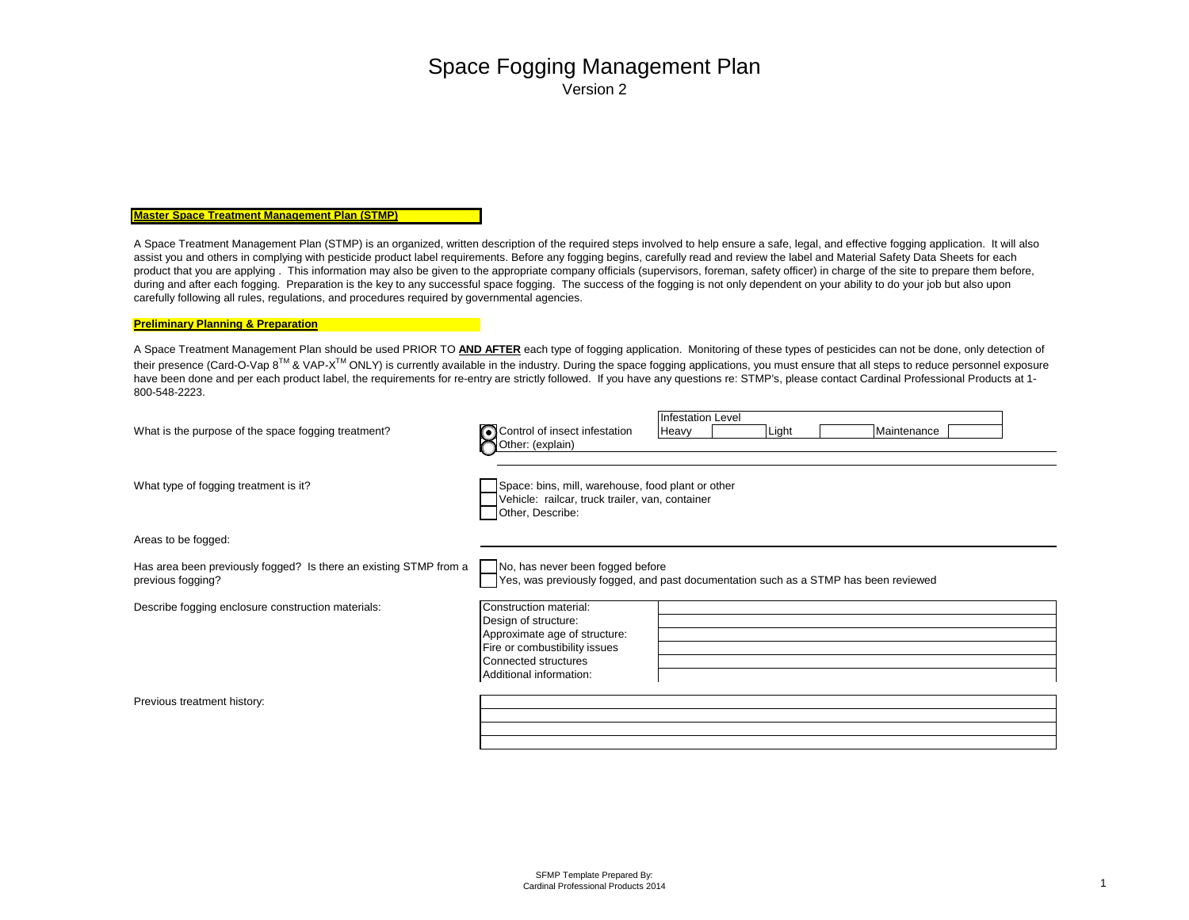# Space Fogging Management Plan

Version 2

**Master Space Treatment Management Plan (STMP)**

A Space Treatment Management Plan (STMP) is an organized, written description of the required steps involved to help ensure a safe, legal, and effective fogging application. It will also assist you and others in complying with pesticide product label requirements. Before any fogging begins, carefully read and review the label and Material Safety Data Sheets for each product that you are applying . This information may also be given to the appropriate company officials (supervisors, foreman, safety officer) in charge of the site to prepare them before, during and after each fogging. Preparation is the key to any successful space fogging. The success of the fogging is not only dependent on your ability to do your job but also upon carefully following all rules, regulations, and procedures required by governmental agencies.

**Preliminary Planning & Preparation**

A Space Treatment Management Plan should be used PRIOR TO **AND AFTER** each type of fogging application. Monitoring of these types of pesticides can not be done, only detection of their presence (Card-O-Vap 8™ & VAP-X™ ONLY) is currently available in the industry. During the space fogging applications, you must ensure that all steps to reduce personnel exposure have been done and per each product label, the requirements for re-entry are strictly followed. If you have any questions re: STMP's, please contact Cardinal Professional Products at 1-800-548-2223.

What is the purpose of the space fogging treatment?

- (●) Control of insect infestation
- ( ) Other: (explain)

| Infestation Level | | | | | |
|---|---|---|---|---|---|
| Heavy | | Light | | Maintenance | |

What type of fogging treatment is it?

- [ ] Space: bins, mill, warehouse, food plant or other
- [ ] Vehicle: railcar, truck trailer, van, container
- [ ] Other, Describe:

Areas to be fogged:

Has area been previously fogged? Is there an existing STMP from a previous fogging?

- [ ] No, has never been fogged before
- [ ] Yes, was previously fogged, and past documentation such as a STMP has been reviewed

Describe fogging enclosure construction materials:

| | |
|---|---|
| Construction material: | |
| Design of structure: | |
| Approximate age of structure: | |
| Fire or combustibility issues | |
| Connected structures | |
| Additional information: | |

Previous treatment history:

| |
|---|
| |
| |
| |
| |

SFMP Template Prepared By:
Cardinal Professional Products 2014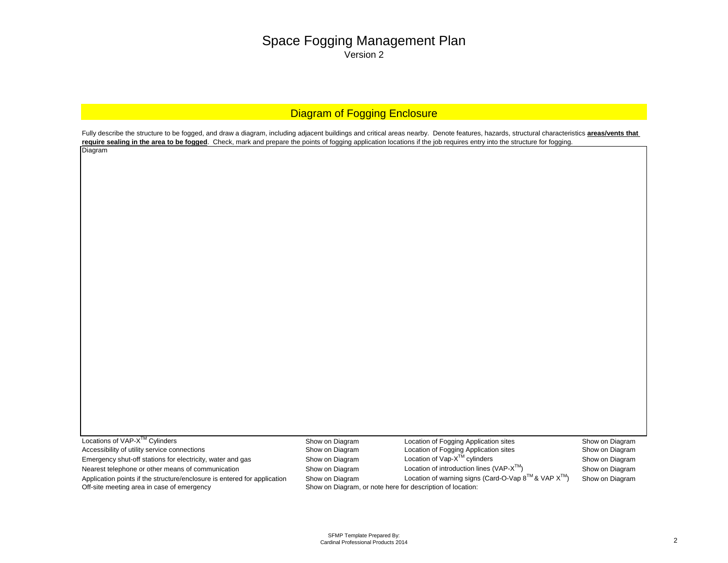# Space Fogging Management Plan

Version 2

## Diagram of Fogging Enclosure

Fully describe the structure to be fogged, and draw a diagram, including adjacent buildings and critical areas nearby. Denote features, hazards, structural characteristics **areas/vents that require sealing in the area to be fogged**. Check, mark and prepare the points of fogging application locations if the job requires entry into the structure for fogging.

Diagram

| | | | |
|---|---|---|---|
| Locations of VAP-X™ Cylinders | Show on Diagram | Location of Fogging Application sites | Show on Diagram |
| Accessibility of utility service connections | Show on Diagram | Location of Fogging Application sites | Show on Diagram |
| Emergency shut-off stations for electricity, water and gas | Show on Diagram | Location of Vap-X™ cylinders | Show on Diagram |
| Nearest telephone or other means of communication | Show on Diagram | Location of introduction lines (VAP-X™) | Show on Diagram |
| Application points if the structure/enclosure is entered for application | Show on Diagram | Location of warning signs (Card-O-Vap 8™ & VAP X™) | Show on Diagram |
| Off-site meeting area in case of emergency | Show on Diagram, or note here for description of location: | | |

SFMP Template Prepared By:
Cardinal Professional Products 2014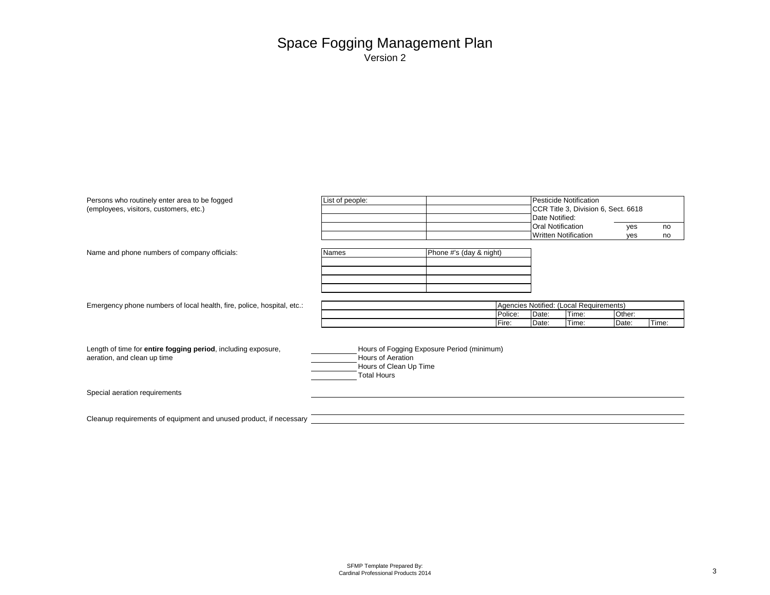# Space Fogging Management Plan

Version 2

Persons who routinely enter area to be fogged (employees, visitors, customers, etc.)

| List of people: | | Pesticide Notification | | |
|---|---|---|---|---|
| | | CCR Title 3, Division 6, Sect. 6618 | | |
| | | Date Notified: | | |
| | | Oral Notification | yes | no |
| | | Written Notification | yes | no |

Name and phone numbers of company officials:

| Names | Phone #'s (day & night) |
|---|---|
| | |
| | |
| | |
| | |

Emergency phone numbers of local health, fire, police, hospital, etc.:

| | Agencies Notified: (Local Requirements) | | | | |
|---|---|---|---|---|---|
| | Police: | Date: | Time: | Other: | |
| | Fire: | Date: | Time: | Date: | Time: |

Length of time for **entire fogging period**, including exposure, aeration, and clean up time

_________ Hours of Fogging Exposure Period (minimum)
_________ Hours of Aeration
_________ Hours of Clean Up Time
_________ Total Hours

Special aeration requirements ________________________________________________

Cleanup requirements of equipment and unused product, if necessary ________________________________________________

SFMP Template Prepared By:
Cardinal Professional Products 2014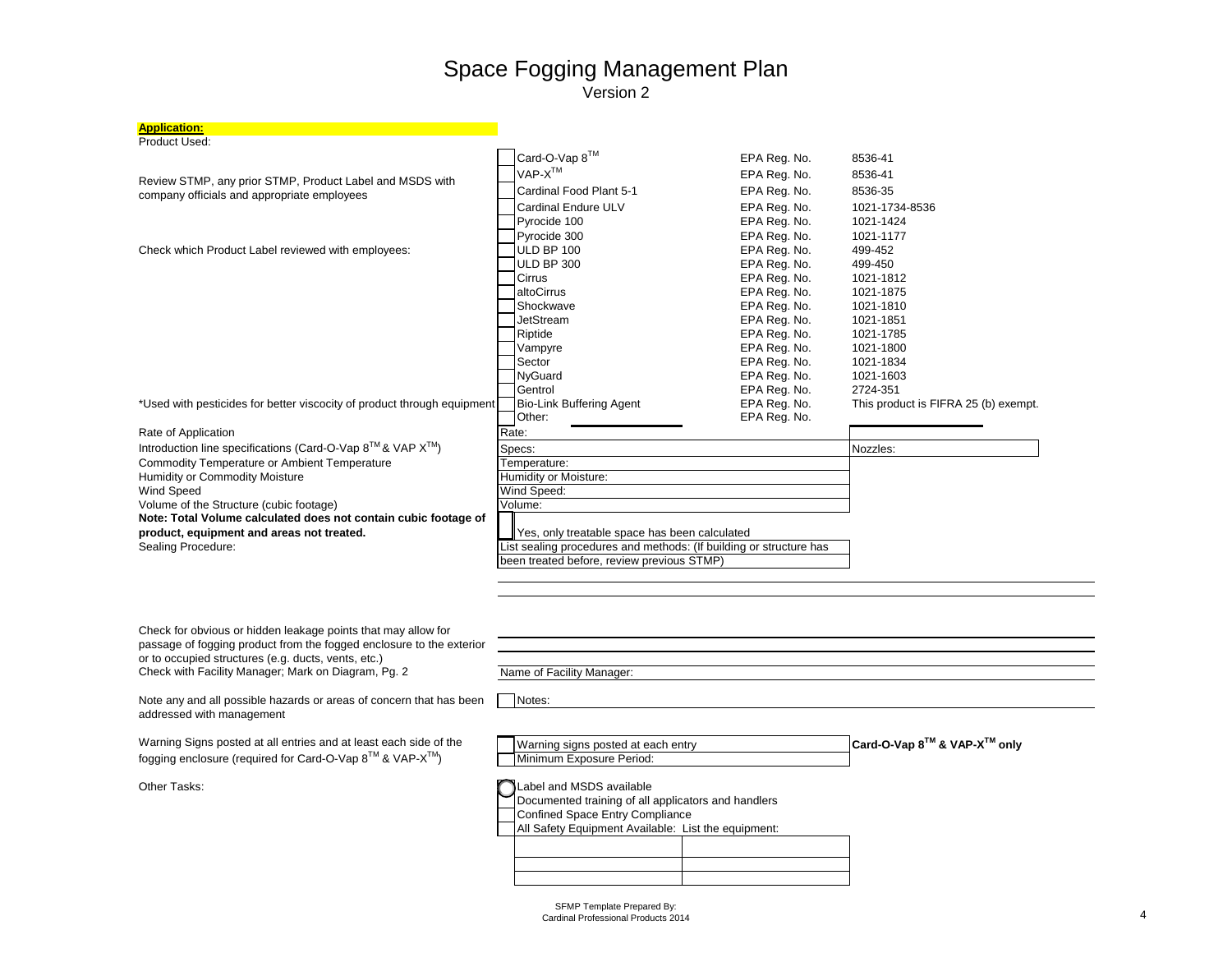# Space Fogging Management Plan

Version 2

**Application:**

Product Used:

Review STMP, any prior STMP, Product Label and MSDS with company officials and appropriate employees

Check which Product Label reviewed with employees:

| | Product | | EPA Reg. No. |
|---|---|---|---|
| ☐ | Card-O-Vap 8™ | EPA Reg. No. | 8536-41 |
| ☐ | VAP-X™ | EPA Reg. No. | 8536-41 |
| ☐ | Cardinal Food Plant 5-1 | EPA Reg. No. | 8536-35 |
| ☐ | Cardinal Endure ULV | EPA Reg. No. | 1021-1734-8536 |
| ☐ | Pyrocide 100 | EPA Reg. No. | 1021-1424 |
| ☐ | Pyrocide 300 | EPA Reg. No. | 1021-1177 |
| ☐ | ULD BP 100 | EPA Reg. No. | 499-452 |
| ☐ | ULD BP 300 | EPA Reg. No. | 499-450 |
| ☐ | Cirrus | EPA Reg. No. | 1021-1812 |
| ☐ | altoCirrus | EPA Reg. No. | 1021-1875 |
| ☐ | Shockwave | EPA Reg. No. | 1021-1810 |
| ☐ | JetStream | EPA Reg. No. | 1021-1851 |
| ☐ | Riptide | EPA Reg. No. | 1021-1785 |
| ☐ | Vampyre | EPA Reg. No. | 1021-1800 |
| ☐ | Sector | EPA Reg. No. | 1021-1834 |
| ☐ | NyGuard | EPA Reg. No. | 1021-1603 |
| ☐ | Gentrol | EPA Reg. No. | 2724-351 |
| ☐ | Bio-Link Buffering Agent | EPA Reg. No. | This product is FIFRA 25 (b) exempt. |
| ☐ | Other: ______ | EPA Reg. No. | ______ |

*Used with pesticides for better viscocity of product through equipment

| | | |
|---|---|---|
| Rate of Application | Rate: | |
| Introduction line specifications (Card-O-Vap 8™ & VAP X™) | Specs: | Nozzles: |
| Commodity Temperature or Ambient Temperature | Temperature: | |
| Humidity or Commodity Moisture | Humidity or Moisture: | |
| Wind Speed | Wind Speed: | |
| Volume of the Structure (cubic footage) | Volume: | |
| **Note: Total Volume calculated does not contain cubic footage of product, equipment and areas not treated.** | ☐ Yes, only treatable space has been calculated | |
| Sealing Procedure: | List sealing procedures and methods: (If building or structure has been treated before, review previous STMP) | |

Check for obvious or hidden leakage points that may allow for passage of fogging product from the fogged enclosure to the exterior or to occupied structures (e.g. ducts, vents, etc.)

Check with Facility Manager; Mark on Diagram, Pg. 2

Name of Facility Manager:

Note any and all possible hazards or areas of concern that has been addressed with management

☐ Notes:

Warning Signs posted at all entries and at least each side of the fogging enclosure (required for Card-O-Vap 8™ & VAP-X™)

☐ Warning signs posted at each entry — **Card-O-Vap 8™ & VAP-X™ only**

Minimum Exposure Period:

Other Tasks:

- ☐ Label and MSDS available
- ☐ Documented training of all applicators and handlers
- ☐ Confined Space Entry Compliance
- ☐ All Safety Equipment Available: List the equipment:

| | |
|---|---|
| | |
| | |
| | |

SFMP Template Prepared By:
Cardinal Professional Products 2014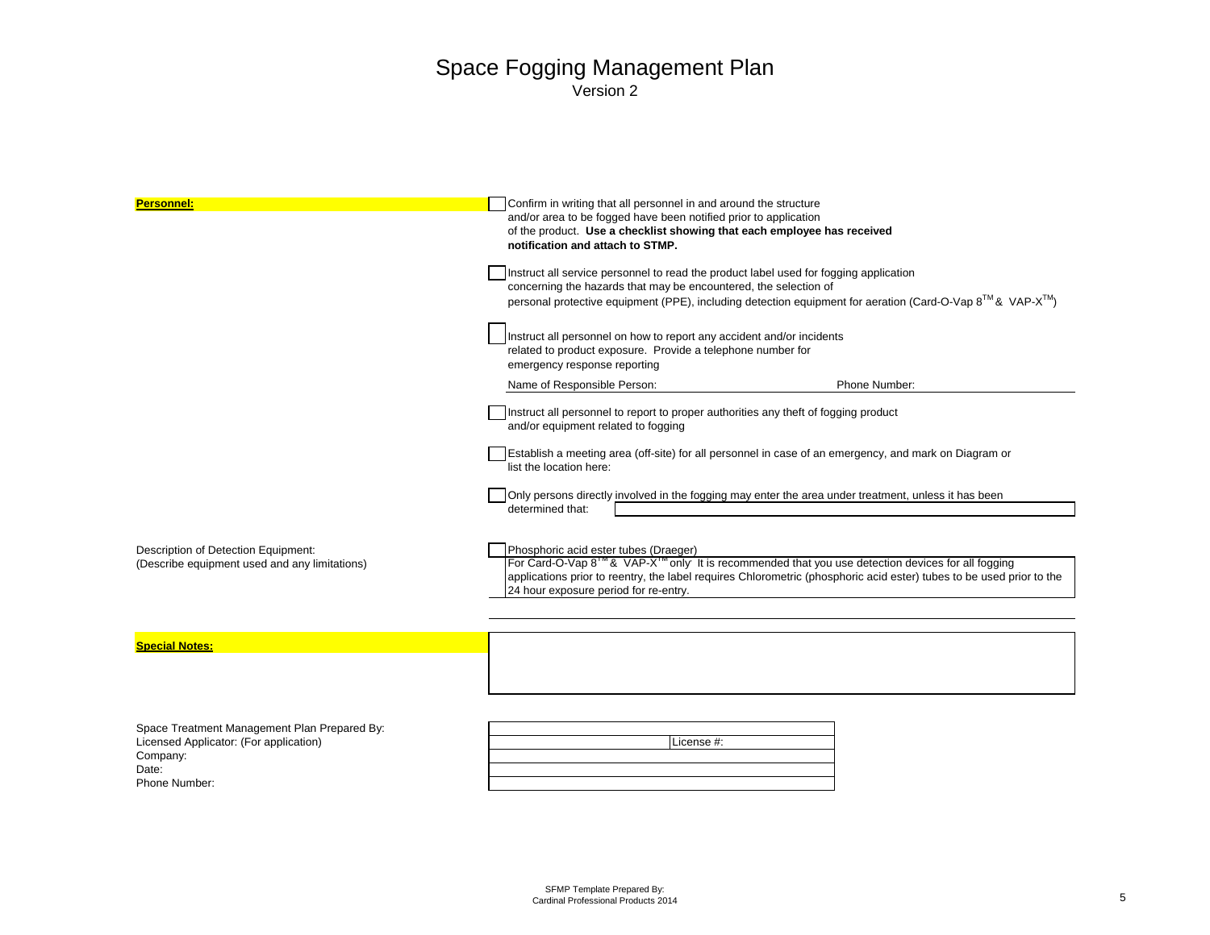# Space Fogging Management Plan

Version 2

**Personnel:**

- [ ] Confirm in writing that all personnel in and around the structure and/or area to be fogged have been notified prior to application of the product. **Use a checklist showing that each employee has received notification and attach to STMP.**

- [ ] Instruct all service personnel to read the product label used for fogging application concerning the hazards that may be encountered, the selection of personal protective equipment (PPE), including detection equipment for aeration (Card-O-Vap 8™ & VAP-X™)

- [ ] Instruct all personnel on how to report any accident and/or incidents related to product exposure. Provide a telephone number for emergency response reporting

Name of Responsible Person: Phone Number:

- [ ] Instruct all personnel to report to proper authorities any theft of fogging product and/or equipment related to fogging

- [ ] Establish a meeting area (off-site) for all personnel in case of an emergency, and mark on Diagram or list the location here:

- [ ] Only persons directly involved in the fogging may enter the area under treatment, unless it has been determined that:

Description of Detection Equipment:
(Describe equipment used and any limitations)

- [ ] Phosphoric acid ester tubes (Draeger)

For Card-O-Vap 8™ & VAP-X™ only It is recommended that you use detection devices for all fogging applications prior to reentry, the label requires Chlorometric (phosphoric acid ester) tubes to be used prior to the 24 hour exposure period for re-entry.

**Special Notes:**

| | |
|---|---|
| Space Treatment Management Plan Prepared By: | |
| Licensed Applicator: (For application) | License #: |
| Company: | |
| Date: | |
| Phone Number: | |

SFMP Template Prepared By:
Cardinal Professional Products 2014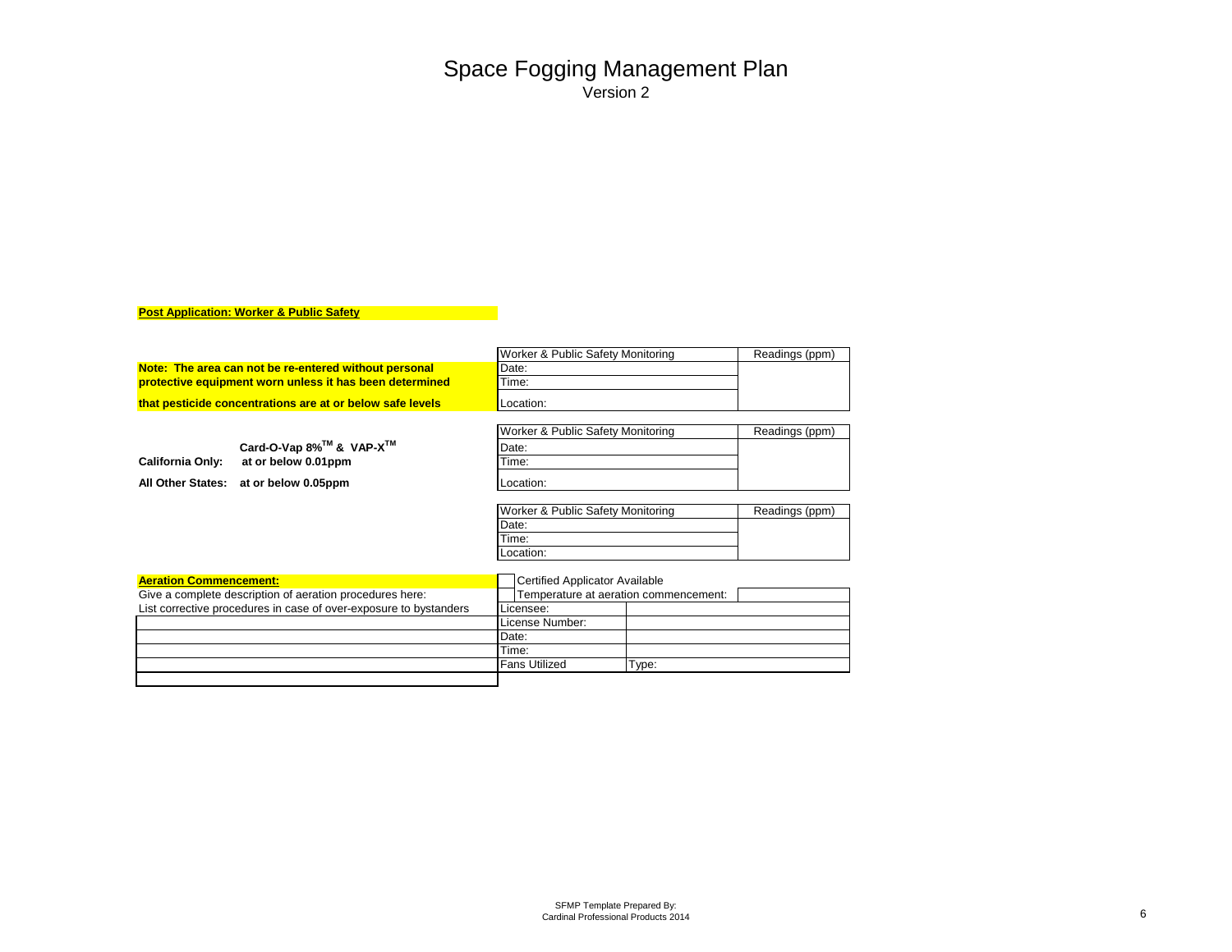# Space Fogging Management Plan

Version 2

**Post Application: Worker & Public Safety**

**Note: The area can not be re-entered without personal protective equipment worn unless it has been determined that pesticide concentrations are at or below safe levels**

| | **Card-O-Vap 8%™ & VAP-X™** |
|---|---|
| **California Only:** | **at or below 0.01ppm** |
| **All Other States:** | **at or below 0.05ppm** |

| Worker & Public Safety Monitoring | Readings (ppm) |
|---|---|
| Date: | |
| Time: | |
| Location: | |

| Worker & Public Safety Monitoring | Readings (ppm) |
|---|---|
| Date: | |
| Time: | |
| Location: | |

| Worker & Public Safety Monitoring | Readings (ppm) |
|---|---|
| Date: | |
| Time: | |
| Location: | |

**Aeration Commencement:**

Give a complete description of aeration procedures here:

List corrective procedures in case of over-exposure to bystanders

| |
|---|
| |
| |
| |
| |
| |

☐ Certified Applicator Available

☐ Temperature at aeration commencement: ______

| | |
|---|---|
| Licensee: | |
| License Number: | |
| Date: | |
| Time: | |
| Fans Utilized | Type: |

SFMP Template Prepared By:
Cardinal Professional Products 2014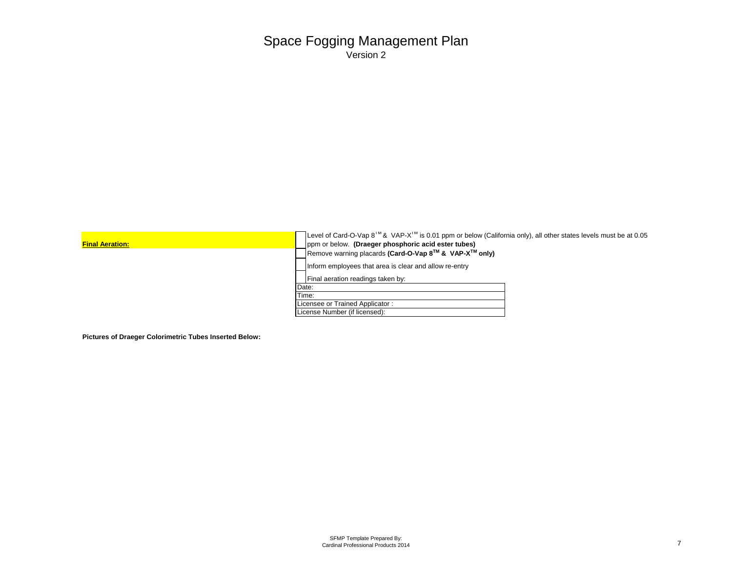# Space Fogging Management Plan

Version 2

| | | |
|---|---|---|
| **Final Aeration:** | ☐ | Level of Card-O-Vap 8™ & VAP-X™ is 0.01 ppm or below (California only), all other states levels must be at 0.05 ppm or below. **(Draeger phosphoric acid ester tubes)** |
| | ☐ | Remove warning placards **(Card-O-Vap 8™ & VAP-X™ only)** |
| | ☐ | Inform employees that area is clear and allow re-entry |
| | ☐ | Final aeration readings taken by: |

| |
|---|
| Date: |
| Time: |
| Licensee or Trained Applicator : |
| License Number (if licensed): |

**Pictures of Draeger Colorimetric Tubes Inserted Below:**

SFMP Template Prepared By:
Cardinal Professional Products 2014